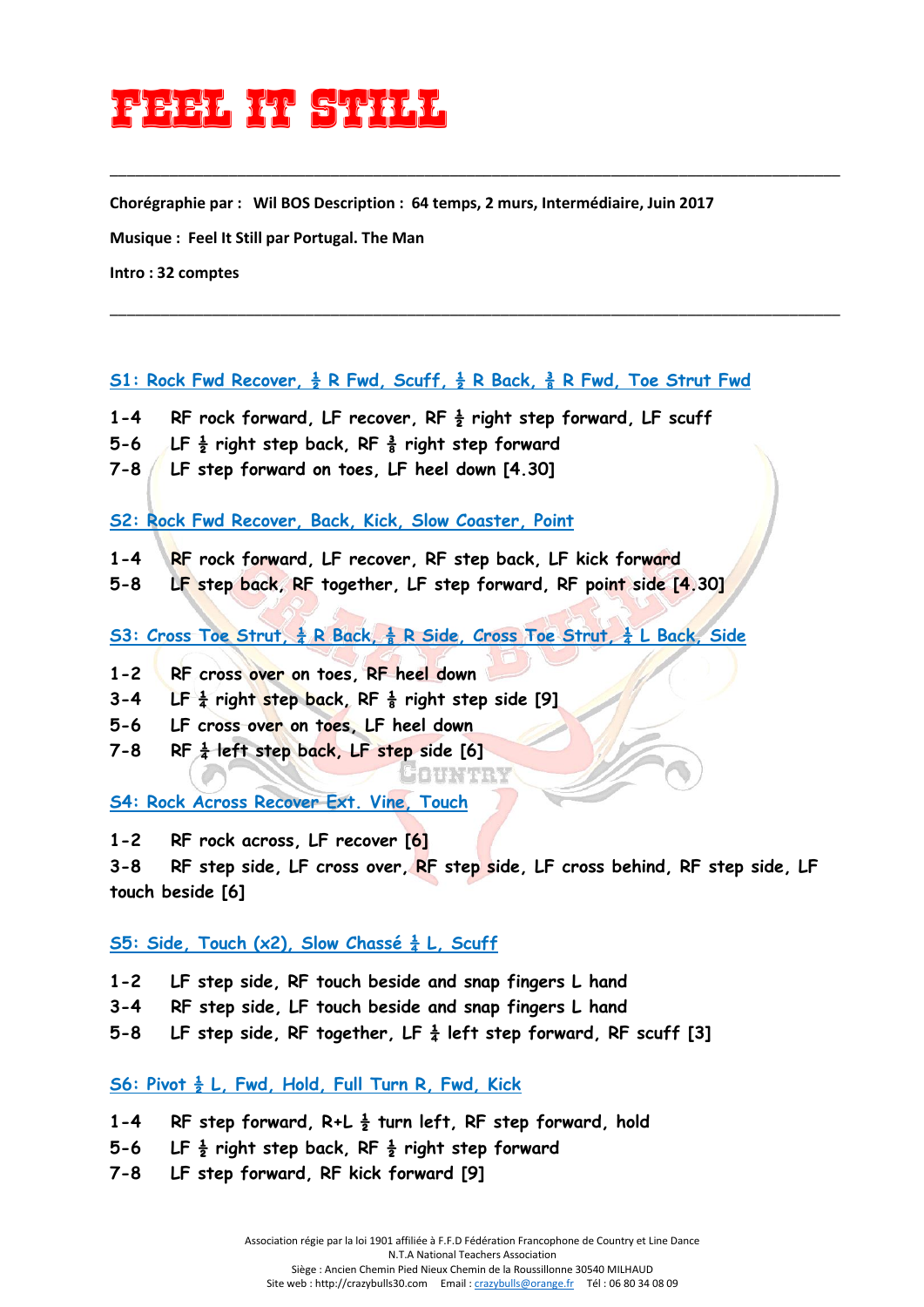# FEEL IT STILL

---

**Chorégraphie par : Wil BOS Description : 64 temps, 2 murs, Intermédiaire, Juin 2017**

**Musique : Feel It Still par Portugal. The Man**

**Intro : 32 comptes**

---

## S1: Rock Fwd Recover, ½ R Fwd, Scuff, ½ R Back, ⅜ R Fwd, Toe Strut Fwd

1-4 RF rock forward, LF recover, RF ½ right step forward, LF scuff
5-6 LF ½ right step back, RF ⅜ right step forward
7-8 LF step forward on toes, LF heel down [4.30]

## S2: Rock Fwd Recover, Back, Kick, Slow Coaster, Point

1-4 RF rock forward, LF recover, RF step back, LF kick forward
5-8 LF step back, RF together, LF step forward, RF point side [4.30]

## S3: Cross Toe Strut, ⅛ R Back, ⅛ R Side, Cross Toe Strut, ¼ L Back, Side

1-2 RF cross over on toes, RF heel down
3-4 LF ⅛ right step back, RF ⅛ right step side [9]
5-6 LF cross over on toes, LF heel down
7-8 RF ¼ left step back, LF step side [6]

## S4: Rock Across Recover Ext. Vine, Touch

1-2 RF rock across, LF recover [6]
3-8 RF step side, LF cross over, RF step side, LF cross behind, RF step side, LF touch beside [6]

## S5: Side, Touch (x2), Slow Chassé ¼ L, Scuff

1-2 LF step side, RF touch beside and snap fingers L hand
3-4 RF step side, LF touch beside and snap fingers L hand
5-8 LF step side, RF together, LF ¼ left step forward, RF scuff [3]

## S6: Pivot ½ L, Fwd, Hold, Full Turn R, Fwd, Kick

1-4 RF step forward, R+L ½ turn left, RF step forward, hold
5-6 LF ½ right step back, RF ½ right step forward
7-8 LF step forward, RF kick forward [9]

Association régie par la loi 1901 affiliée à F.F.D Fédération Francophone de Country et Line Dance
N.T.A National Teachers Association
Siège : Ancien Chemin Pied Nieux Chemin de la Roussillonne 30540 MILHAUD
Site web : http://crazybulls30.com Email : crazybulls@orange.fr Tél : 06 80 34 08 09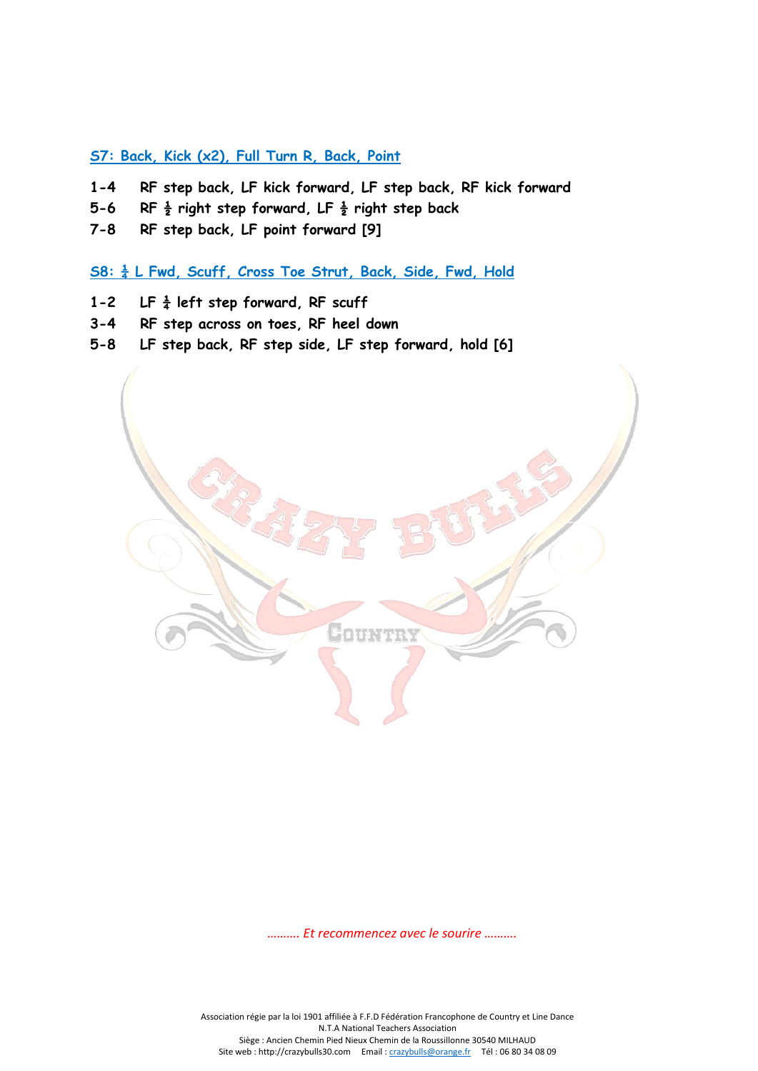## S7: Back, Kick (x2), Full Turn R, Back, Point

**1-4** RF step back, LF kick forward, LF step back, RF kick forward
**5-6** RF ½ right step forward, LF ½ right step back
**7-8** RF step back, LF point forward [9]

## S8: ¼ L Fwd, Scuff, Cross Toe Strut, Back, Side, Fwd, Hold

**1-2** LF ¼ left step forward, RF scuff
**3-4** RF step across on toes, RF heel down
**5-8** LF step back, RF step side, LF step forward, hold [6]

*………. Et recommencez avec le sourire ……….*

Association régie par la loi 1901 affiliée à F.F.D Fédération Francophone de Country et Line Dance
N.T.A National Teachers Association
Siège : Ancien Chemin Pied Nieux Chemin de la Roussillonne 30540 MILHAUD
Site web : http://crazybulls30.com Email : crazybulls@orange.fr Tél : 06 80 34 08 09